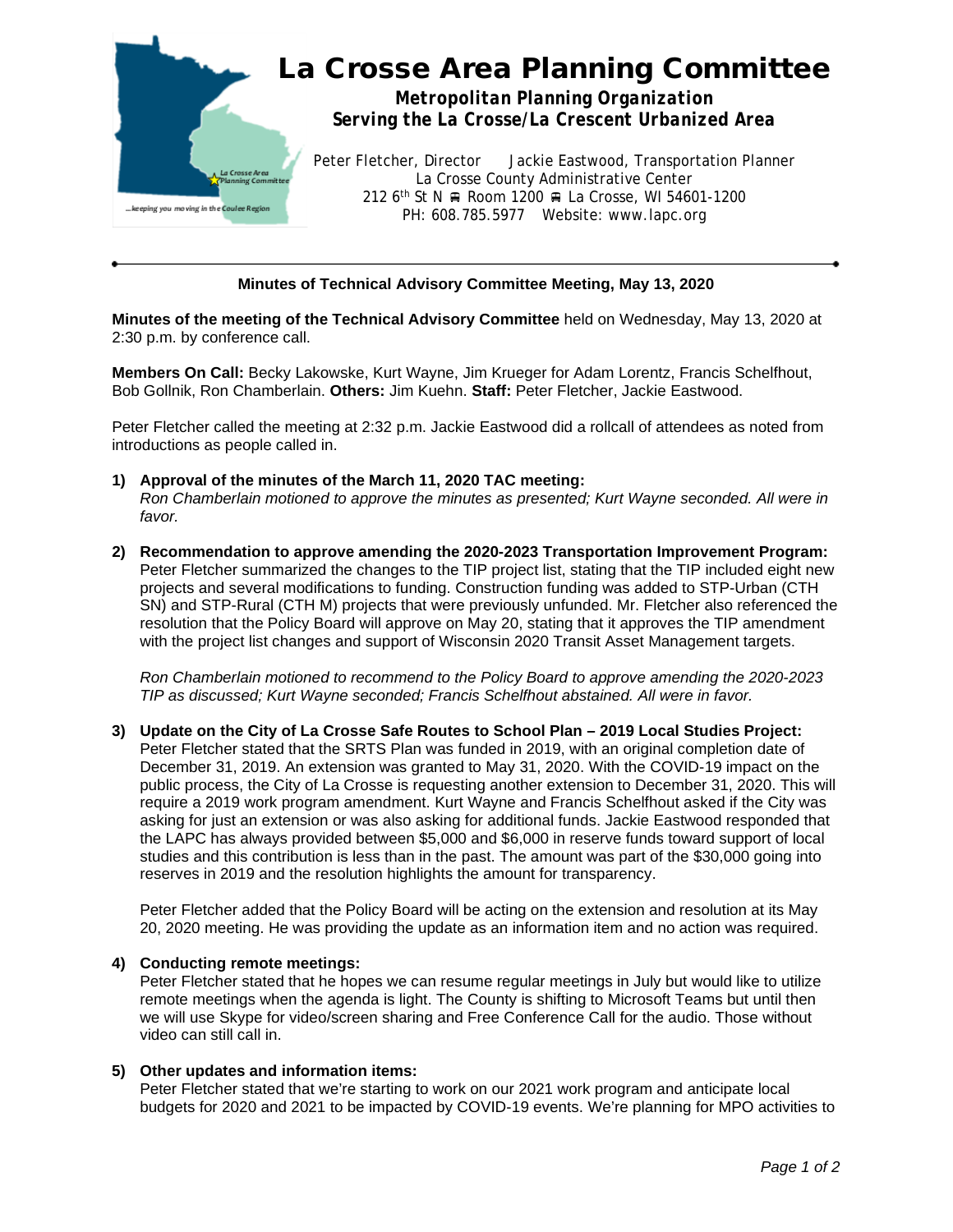# La Crosse Area Planning Committee

**Metropolitan Planning Organization**
**Serving the La Crosse/La Crescent Urbanized Area**

Peter Fletcher, Director  Jackie Eastwood, Transportation Planner
La Crosse County Administrative Center
212 6th St N 🚌 Room 1200 🚌 La Crosse, WI 54601-1200
PH: 608.785.5977  Website: www.lapc.org

---

**Minutes of Technical Advisory Committee Meeting, May 13, 2020**

**Minutes of the meeting of the Technical Advisory Committee** held on Wednesday, May 13, 2020 at 2:30 p.m. by conference call.

**Members On Call:** Becky Lakowske, Kurt Wayne, Jim Krueger for Adam Lorentz, Francis Schelfhout, Bob Gollnik, Ron Chamberlain. **Others:** Jim Kuehn. **Staff:** Peter Fletcher, Jackie Eastwood.

Peter Fletcher called the meeting at 2:32 p.m. Jackie Eastwood did a rollcall of attendees as noted from introductions as people called in.

1) **Approval of the minutes of the March 11, 2020 TAC meeting:**
   *Ron Chamberlain motioned to approve the minutes as presented; Kurt Wayne seconded. All were in favor.*

2) **Recommendation to approve amending the 2020-2023 Transportation Improvement Program:**
   Peter Fletcher summarized the changes to the TIP project list, stating that the TIP included eight new projects and several modifications to funding. Construction funding was added to STP-Urban (CTH SN) and STP-Rural (CTH M) projects that were previously unfunded. Mr. Fletcher also referenced the resolution that the Policy Board will approve on May 20, stating that it approves the TIP amendment with the project list changes and support of Wisconsin 2020 Transit Asset Management targets.

   *Ron Chamberlain motioned to recommend to the Policy Board to approve amending the 2020-2023 TIP as discussed; Kurt Wayne seconded; Francis Schelfhout abstained. All were in favor.*

3) **Update on the City of La Crosse Safe Routes to School Plan – 2019 Local Studies Project:**
   Peter Fletcher stated that the SRTS Plan was funded in 2019, with an original completion date of December 31, 2019. An extension was granted to May 31, 2020. With the COVID-19 impact on the public process, the City of La Crosse is requesting another extension to December 31, 2020. This will require a 2019 work program amendment. Kurt Wayne and Francis Schelfhout asked if the City was asking for just an extension or was also asking for additional funds. Jackie Eastwood responded that the LAPC has always provided between $5,000 and $6,000 in reserve funds toward support of local studies and this contribution is less than in the past. The amount was part of the $30,000 going into reserves in 2019 and the resolution highlights the amount for transparency.

   Peter Fletcher added that the Policy Board will be acting on the extension and resolution at its May 20, 2020 meeting. He was providing the update as an information item and no action was required.

4) **Conducting remote meetings:**
   Peter Fletcher stated that he hopes we can resume regular meetings in July but would like to utilize remote meetings when the agenda is light. The County is shifting to Microsoft Teams but until then we will use Skype for video/screen sharing and Free Conference Call for the audio. Those without video can still call in.

5) **Other updates and information items:**
   Peter Fletcher stated that we're starting to work on our 2021 work program and anticipate local budgets for 2020 and 2021 to be impacted by COVID-19 events. We're planning for MPO activities to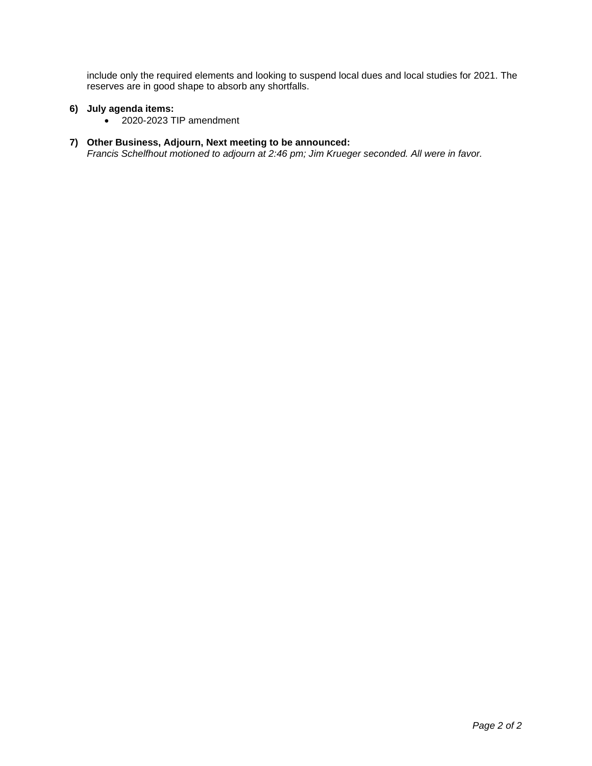include only the required elements and looking to suspend local dues and local studies for 2021. The reserves are in good shape to absorb any shortfalls.

**6) July agenda items:**

- 2020-2023 TIP amendment

**7) Other Business, Adjourn, Next meeting to be announced:**

*Francis Schelfhout motioned to adjourn at 2:46 pm; Jim Krueger seconded. All were in favor.*